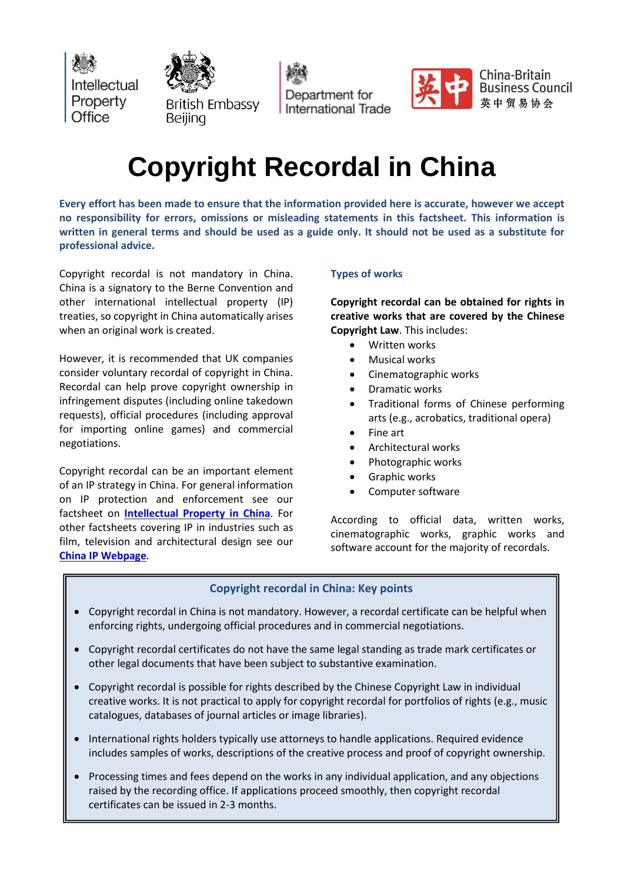Intellectual Property Office | British Embassy Beijing | Department for International Trade | China-Britain Business Council 英中贸易协会

# Copyright Recordal in China

**Every effort has been made to ensure that the information provided here is accurate, however we accept no responsibility for errors, omissions or misleading statements in this factsheet. This information is written in general terms and should be used as a guide only. It should not be used as a substitute for professional advice.**

Copyright recordal is not mandatory in China. China is a signatory to the Berne Convention and other international intellectual property (IP) treaties, so copyright in China automatically arises when an original work is created.

However, it is recommended that UK companies consider voluntary recordal of copyright in China. Recordal can help prove copyright ownership in infringement disputes (including online takedown requests), official procedures (including approval for importing online games) and commercial negotiations.

Copyright recordal can be an important element of an IP strategy in China. For general information on IP protection and enforcement see our factsheet on **Intellectual Property in China**. For other factsheets covering IP in industries such as film, television and architectural design see our **China IP Webpage**.

## Types of works

**Copyright recordal can be obtained for rights in creative works that are covered by the Chinese Copyright Law**. This includes:

- Written works
- Musical works
- Cinematographic works
- Dramatic works
- Traditional forms of Chinese performing arts (e.g., acrobatics, traditional opera)
- Fine art
- Architectural works
- Photographic works
- Graphic works
- Computer software

According to official data, written works, cinematographic works, graphic works and software account for the majority of recordals.

## Copyright recordal in China: Key points

- Copyright recordal in China is not mandatory. However, a recordal certificate can be helpful when enforcing rights, undergoing official procedures and in commercial negotiations.
- Copyright recordal certificates do not have the same legal standing as trade mark certificates or other legal documents that have been subject to substantive examination.
- Copyright recordal is possible for rights described by the Chinese Copyright Law in individual creative works. It is not practical to apply for copyright recordal for portfolios of rights (e.g., music catalogues, databases of journal articles or image libraries).
- International rights holders typically use attorneys to handle applications. Required evidence includes samples of works, descriptions of the creative process and proof of copyright ownership.
- Processing times and fees depend on the works in any individual application, and any objections raised by the recording office. If applications proceed smoothly, then copyright recordal certificates can be issued in 2-3 months.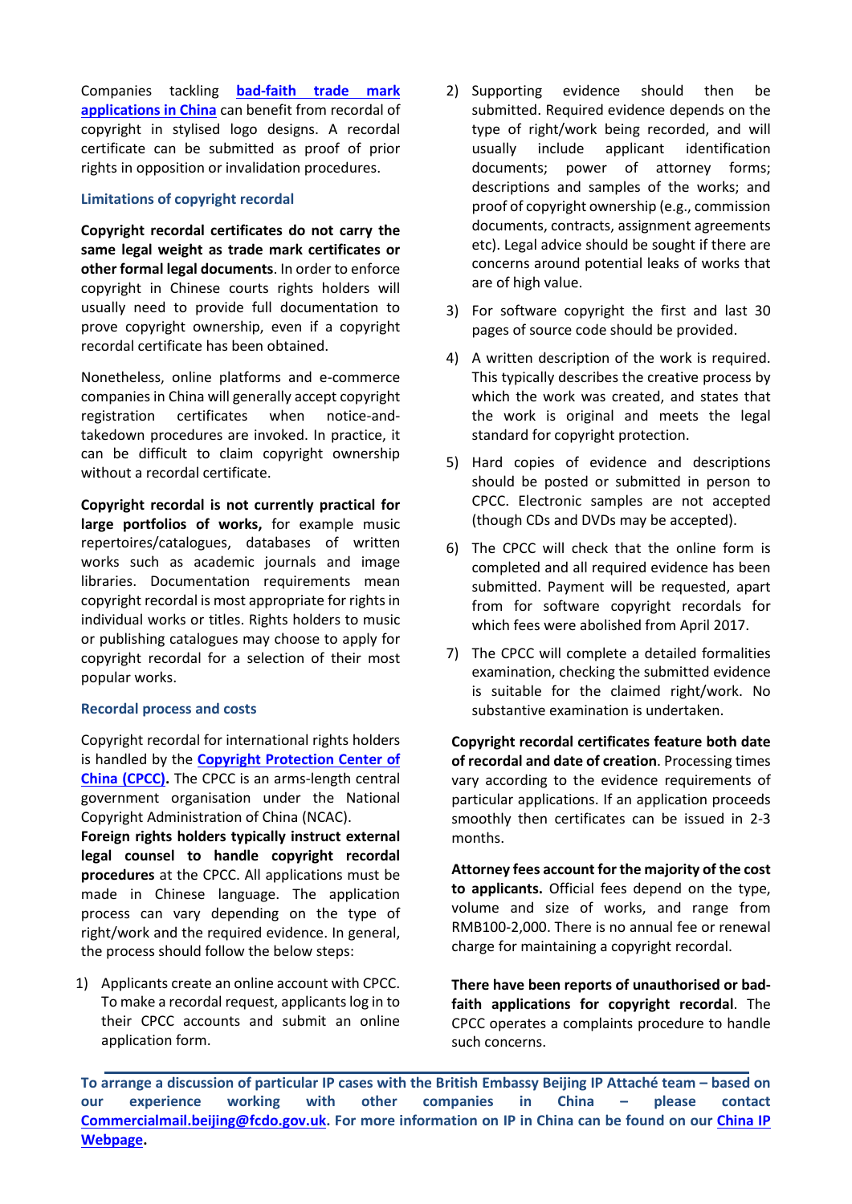Companies tackling [bad-faith trade mark applications in China] can benefit from recordal of copyright in stylised logo designs. A recordal certificate can be submitted as proof of prior rights in opposition or invalidation procedures.

### Limitations of copyright recordal

**Copyright recordal certificates do not carry the same legal weight as trade mark certificates or other formal legal documents**. In order to enforce copyright in Chinese courts rights holders will usually need to provide full documentation to prove copyright ownership, even if a copyright recordal certificate has been obtained.

Nonetheless, online platforms and e-commerce companies in China will generally accept copyright registration certificates when notice-and-takedown procedures are invoked. In practice, it can be difficult to claim copyright ownership without a recordal certificate.

**Copyright recordal is not currently practical for large portfolios of works,** for example music repertoires/catalogues, databases of written works such as academic journals and image libraries. Documentation requirements mean copyright recordal is most appropriate for rights in individual works or titles. Rights holders to music or publishing catalogues may choose to apply for copyright recordal for a selection of their most popular works.

### Recordal process and costs

Copyright recordal for international rights holders is handled by the **[Copyright Protection Center of China (CPCC)].** The CPCC is an arms-length central government organisation under the National Copyright Administration of China (NCAC).

**Foreign rights holders typically instruct external legal counsel to handle copyright recordal procedures** at the CPCC. All applications must be made in Chinese language. The application process can vary depending on the type of right/work and the required evidence. In general, the process should follow the below steps:

1) Applicants create an online account with CPCC. To make a recordal request, applicants log in to their CPCC accounts and submit an online application form.
2) Supporting evidence should then be submitted. Required evidence depends on the type of right/work being recorded, and will usually include applicant identification documents; power of attorney forms; descriptions and samples of the works; and proof of copyright ownership (e.g., commission documents, contracts, assignment agreements etc). Legal advice should be sought if there are concerns around potential leaks of works that are of high value.
3) For software copyright the first and last 30 pages of source code should be provided.
4) A written description of the work is required. This typically describes the creative process by which the work was created, and states that the work is original and meets the legal standard for copyright protection.
5) Hard copies of evidence and descriptions should be posted or submitted in person to CPCC. Electronic samples are not accepted (though CDs and DVDs may be accepted).
6) The CPCC will check that the online form is completed and all required evidence has been submitted. Payment will be requested, apart from for software copyright recordals for which fees were abolished from April 2017.
7) The CPCC will complete a detailed formalities examination, checking the submitted evidence is suitable for the claimed right/work. No substantive examination is undertaken.

**Copyright recordal certificates feature both date of recordal and date of creation**. Processing times vary according to the evidence requirements of particular applications. If an application proceeds smoothly then certificates can be issued in 2-3 months.

**Attorney fees account for the majority of the cost to applicants.** Official fees depend on the type, volume and size of works, and range from RMB100-2,000. There is no annual fee or renewal charge for maintaining a copyright recordal.

**There have been reports of unauthorised or bad-faith applications for copyright recordal**. The CPCC operates a complaints procedure to handle such concerns.

---

**To arrange a discussion of particular IP cases with the British Embassy Beijing IP Attaché team – based on our experience working with other companies in China – please contact [Commercialmail.beijing@fcdo.gov.uk]. For more information on IP in China can be found on our [China IP Webpage].**